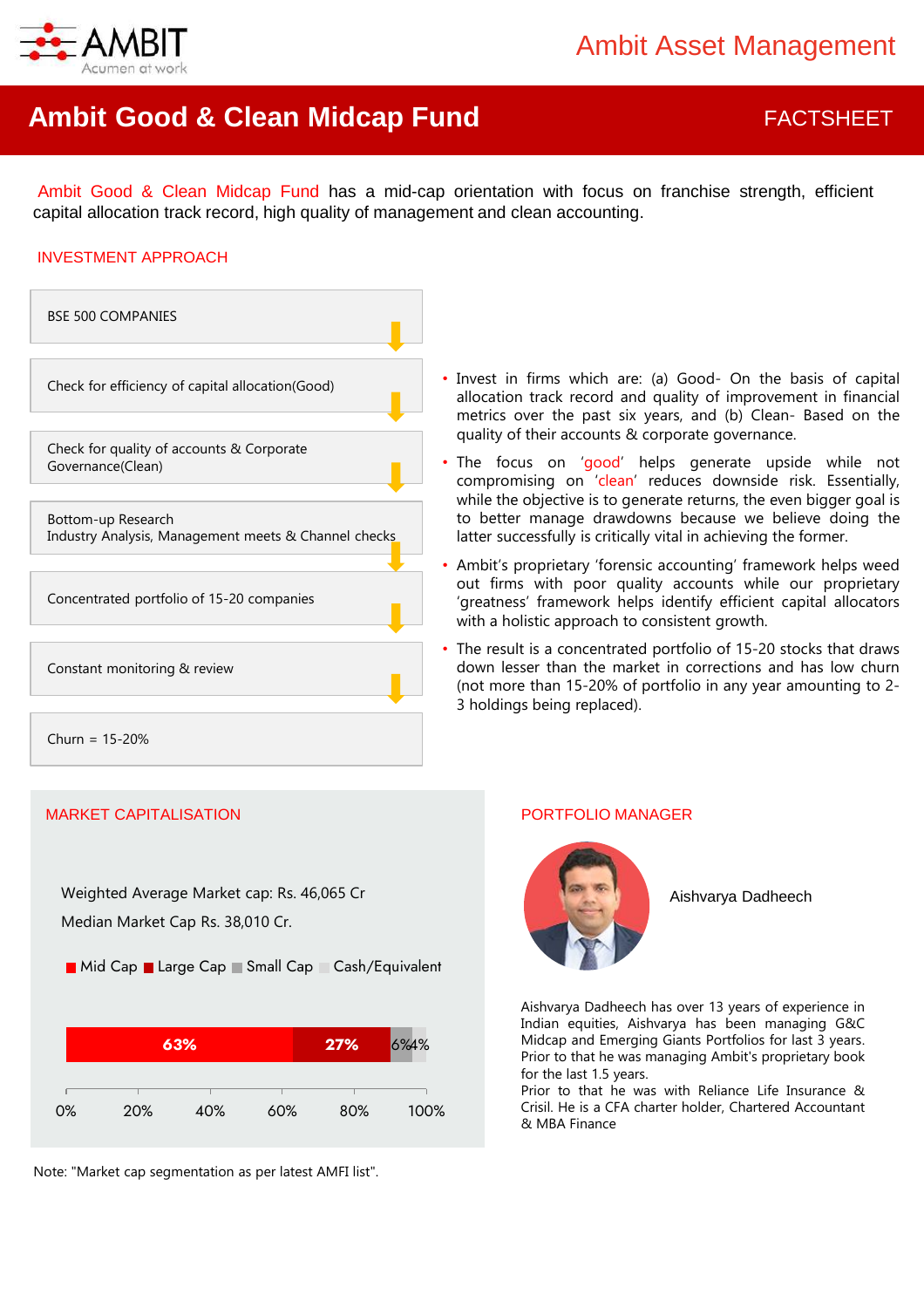Ambit Asset Management

# Ambit Good & Clean Midcap Fund

FACTSHEET

Ambit Good & Clean Midcap Fund has a mid-cap orientation with focus on franchise strength, efficient capital allocation track record, high quality of management and clean accounting.

## INVESTMENT APPROACH

- BSE 500 COMPANIES
- Check for efficiency of capital allocation(Good)
- Check for quality of accounts & Corporate Governance(Clean)
- Bottom-up Research
  Industry Analysis, Management meets & Channel checks
- Concentrated portfolio of 15-20 companies
- Constant monitoring & review
- Churn = 15-20%

- Invest in firms which are: (a) Good- On the basis of capital allocation track record and quality of improvement in financial metrics over the past six years, and (b) Clean- Based on the quality of their accounts & corporate governance.
- The focus on 'good' helps generate upside while not compromising on 'clean' reduces downside risk. Essentially, while the objective is to generate returns, the even bigger goal is to better manage drawdowns because we believe doing the latter successfully is critically vital in achieving the former.
- Ambit's proprietary 'forensic accounting' framework helps weed out firms with poor quality accounts while our proprietary 'greatness' framework helps identify efficient capital allocators with a holistic approach to consistent growth.
- The result is a concentrated portfolio of 15-20 stocks that draws down lesser than the market in corrections and has low churn (not more than 15-20% of portfolio in any year amounting to 2-3 holdings being replaced).

## MARKET CAPITALISATION

Weighted Average Market cap: Rs. 46,065 Cr

Median Market Cap Rs. 38,010 Cr.

| Mid Cap | Large Cap | Small Cap | Cash/Equivalent |
|---|---|---|---|
| 63% | 27% | 6% | 4% |

Note: "Market cap segmentation as per latest AMFI list".

## PORTFOLIO MANAGER

Aishvarya Dadheech

Aishvarya Dadheech has over 13 years of experience in Indian equities, Aishvarya has been managing G&C Midcap and Emerging Giants Portfolios for last 3 years. Prior to that he was managing Ambit's proprietary book for the last 1.5 years.

Prior to that he was with Reliance Life Insurance & Crisil. He is a CFA charter holder, Chartered Accountant & MBA Finance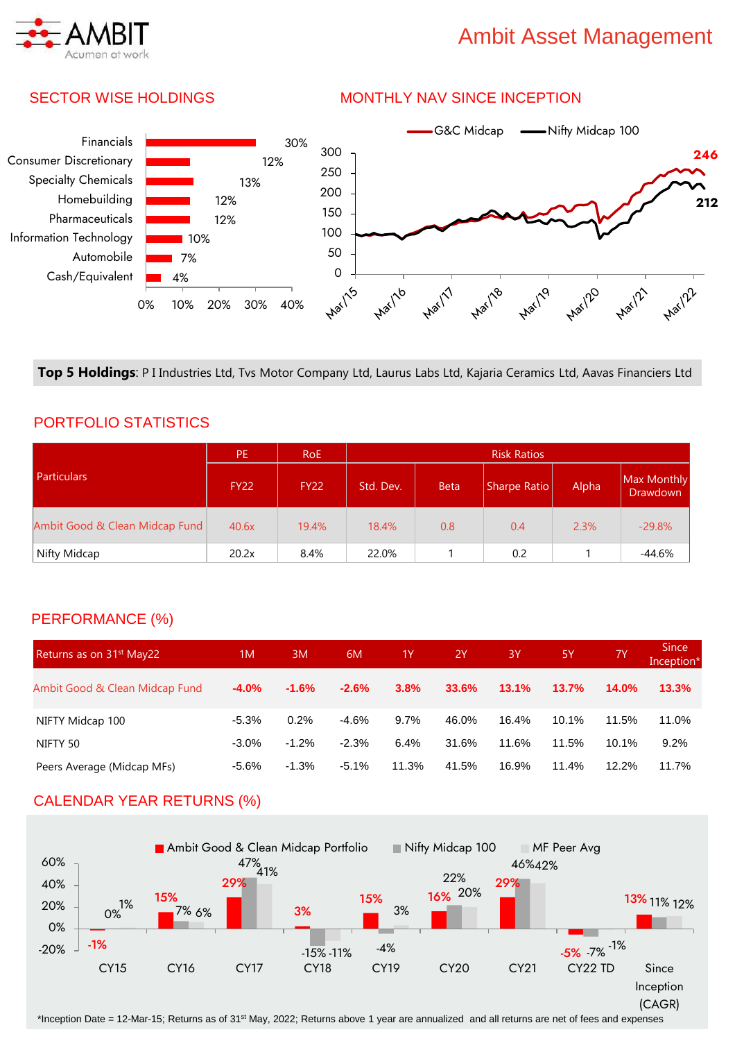Ambit Asset Management

## SECTOR WISE HOLDINGS

| Sector | Weight |
|---|---|
| Financials | 30% |
| Consumer Discretionary | 12% |
| Specialty Chemicals | 13% |
| Homebuilding | 12% |
| Pharmaceuticals | 12% |
| Information Technology | 10% |
| Automobile | 7% |
| Cash/Equivalent | 4% |

## MONTHLY NAV SINCE INCEPTION

G&C Midcap: 246
Nifty Midcap 100: 212

**Top 5 Holdings**: P I Industries Ltd, Tvs Motor Company Ltd, Laurus Labs Ltd, Kajaria Ceramics Ltd, Aavas Financiers Ltd

## PORTFOLIO STATISTICS

| Particulars | PE | RoE | Risk Ratios | | | | |
|---|---|---|---|---|---|---|---|
| | FY22 | FY22 | Std. Dev. | Beta | Sharpe Ratio | Alpha | Max Monthly Drawdown |
| Ambit Good & Clean Midcap Fund | 40.6x | 19.4% | 18.4% | 0.8 | 0.4 | 2.3% | -29.8% |
| Nifty Midcap | 20.2x | 8.4% | 22.0% | 1 | 0.2 | 1 | -44.6% |

## PERFORMANCE (%)

| Returns as on 31st May22 | 1M | 3M | 6M | 1Y | 2Y | 3Y | 5Y | 7Y | Since Inception* |
|---|---|---|---|---|---|---|---|---|---|
| Ambit Good & Clean Midcap Fund | **-4.0%** | **-1.6%** | **-2.6%** | **3.8%** | **33.6%** | **13.1%** | **13.7%** | **14.0%** | **13.3%** |
| NIFTY Midcap 100 | -5.3% | 0.2% | -4.6% | 9.7% | 46.0% | 16.4% | 10.1% | 11.5% | 11.0% |
| NIFTY 50 | -3.0% | -1.2% | -2.3% | 6.4% | 31.6% | 11.6% | 11.5% | 10.1% | 9.2% |
| Peers Average (Midcap MFs) | -5.6% | -1.3% | -5.1% | 11.3% | 41.5% | 16.9% | 11.4% | 12.2% | 11.7% |

## CALENDAR YEAR RETURNS (%)

| | CY15 | CY16 | CY17 | CY18 | CY19 | CY20 | CY21 | CY22 TD | Since Inception (CAGR) |
|---|---|---|---|---|---|---|---|---|---|
| Ambit Good & Clean Midcap Portfolio | -1% | 15% | 29% | 3% | 15% | 16% | 29% | -5% | 13% |
| Nifty Midcap 100 | 0% | 7% | 47% | -15% | -4% | 22% | 46% | -7% | 11% |
| MF Peer Avg | 1% | 6% | 41% | -11% | 3% | 20% | 42% | -1% | 12% |

*Inception Date = 12-Mar-15; Returns as of 31st May, 2022; Returns above 1 year are annualized and all returns are net of fees and expenses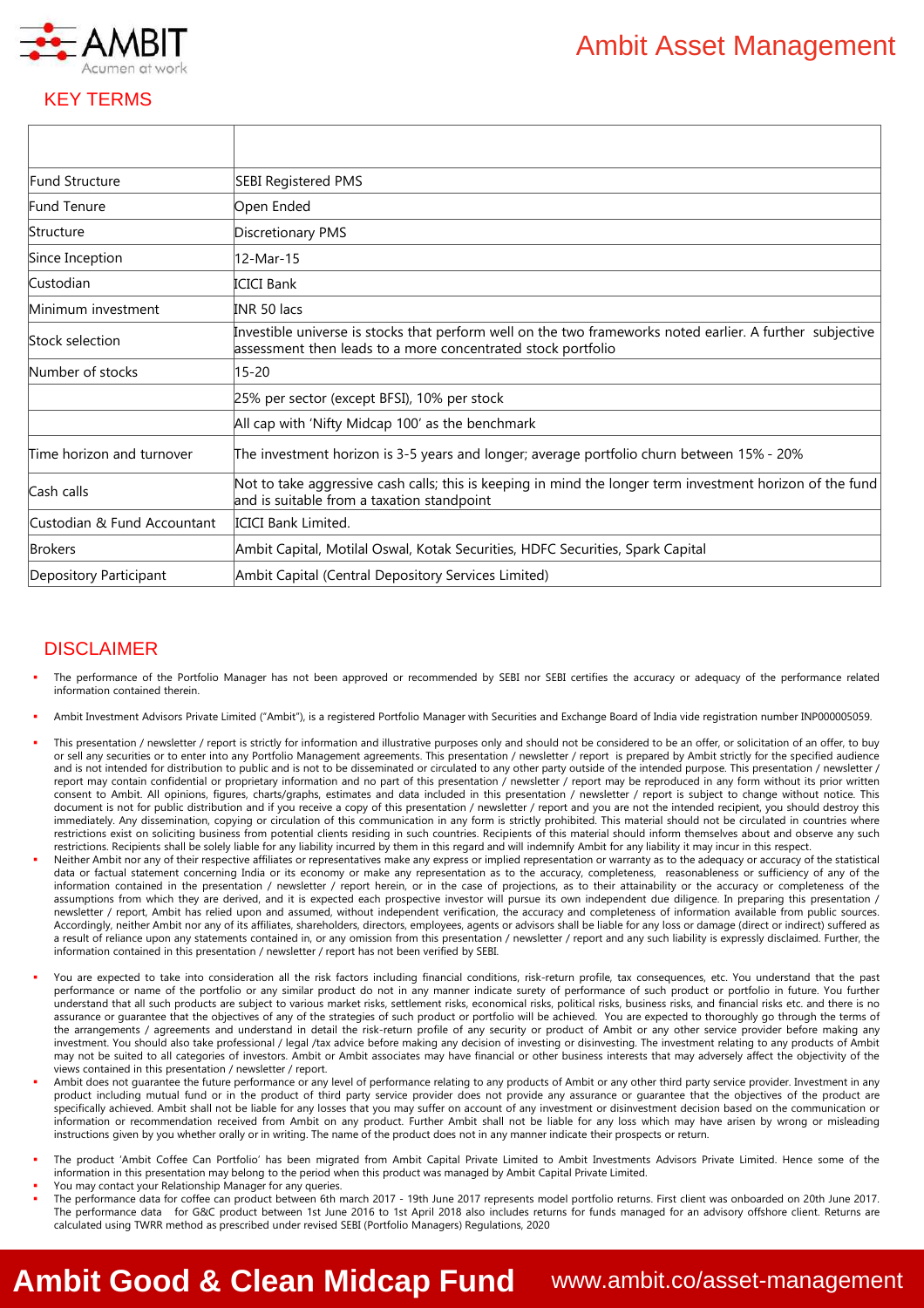## KEY TERMS

| | |
|---|---|
| Fund Structure | SEBI Registered PMS |
| Fund Tenure | Open Ended |
| Structure | Discretionary PMS |
| Since Inception | 12-Mar-15 |
| Custodian | ICICI Bank |
| Minimum investment | INR 50 lacs |
| Stock selection | Investible universe is stocks that perform well on the two frameworks noted earlier. A further subjective assessment then leads to a more concentrated stock portfolio |
| Number of stocks | 15-20 |
| | 25% per sector (except BFSI), 10% per stock |
| | All cap with 'Nifty Midcap 100' as the benchmark |
| Time horizon and turnover | The investment horizon is 3-5 years and longer; average portfolio churn between 15% - 20% |
| Cash calls | Not to take aggressive cash calls; this is keeping in mind the longer term investment horizon of the fund and is suitable from a taxation standpoint |
| Custodian & Fund Accountant | ICICI Bank Limited. |
| Brokers | Ambit Capital, Motilal Oswal, Kotak Securities, HDFC Securities, Spark Capital |
| Depository Participant | Ambit Capital (Central Depository Services Limited) |

## DISCLAIMER

- The performance of the Portfolio Manager has not been approved or recommended by SEBI nor SEBI certifies the accuracy or adequacy of the performance related information contained therein.
- Ambit Investment Advisors Private Limited ("Ambit"), is a registered Portfolio Manager with Securities and Exchange Board of India vide registration number INP000005059.
- This presentation / newsletter / report is strictly for information and illustrative purposes only and should not be considered to be an offer, or solicitation of an offer, to buy or sell any securities or to enter into any Portfolio Management agreements. This presentation / newsletter / report is prepared by Ambit strictly for the specified audience and is not intended for distribution to public and is not to be disseminated or circulated to any other party outside of the intended purpose. This presentation / newsletter / report may contain confidential or proprietary information and no part of this presentation / newsletter / report may be reproduced in any form without its prior written consent to Ambit. All opinions, figures, charts/graphs, estimates and data included in this presentation / newsletter / report is subject to change without notice. This document is not for public distribution and if you receive a copy of this presentation / newsletter / report and you are not the intended recipient, you should destroy this immediately. Any dissemination, copying or circulation of this communication in any form is strictly prohibited. This material should not be circulated in countries where restrictions exist on soliciting business from potential clients residing in such countries. Recipients of this material should inform themselves about and observe any such restrictions. Recipients shall be solely liable for any liability incurred by them in this regard and will indemnify Ambit for any liability it may incur in this respect.
- Neither Ambit nor any of their respective affiliates or representatives make any express or implied representation or warranty as to the adequacy or accuracy of the statistical data or factual statement concerning India or its economy or make any representation as to the accuracy, completeness, reasonableness or sufficiency of any of the information contained in the presentation / newsletter / report herein, or in the case of projections, as to their attainability or the accuracy or completeness of the assumptions from which they are derived, and it is expected each prospective investor will pursue its own independent due diligence. In preparing this presentation / newsletter / report, Ambit has relied upon and assumed, without independent verification, the accuracy and completeness of information available from public sources. Accordingly, neither Ambit nor any of its affiliates, shareholders, directors, employees, agents or advisors shall be liable for any loss or damage (direct or indirect) suffered as a result of reliance upon any statements contained in, or any omission from this presentation / newsletter / report and any such liability is expressly disclaimed. Further, the information contained in this presentation / newsletter / report has not been verified by SEBI.
- You are expected to take into consideration all the risk factors including financial conditions, risk-return profile, tax consequences, etc. You understand that the past performance or name of the portfolio or any similar product do not in any manner indicate surety of performance of such product or portfolio in future. You further understand that all such products are subject to various market risks, settlement risks, economical risks, political risks, business risks, and financial risks etc. and there is no assurance or guarantee that the objectives of any of the strategies of such product or portfolio will be achieved. You are expected to thoroughly go through the terms of the arrangements / agreements and understand in detail the risk-return profile of any security or product of Ambit or any other service provider before making any investment. You should also take professional / legal /tax advice before making any decision of investing or disinvesting. The investment relating to any products of Ambit may not be suited to all categories of investors. Ambit or Ambit associates may have financial or other business interests that may adversely affect the objectivity of the views contained in this presentation / newsletter / report.
- Ambit does not guarantee the future performance or any level of performance relating to any products of Ambit or any other third party service provider. Investment in any product including mutual fund or in the product of third party service provider does not provide any assurance or guarantee that the objectives of the product are specifically achieved. Ambit shall not be liable for any losses that you may suffer on account of any investment or disinvestment decision based on the communication or information or recommendation received from Ambit on any product. Further Ambit shall not be liable for any loss which may have arisen by wrong or misleading instructions given by you whether orally or in writing. The name of the product does not in any manner indicate their prospects or return.
- The product 'Ambit Coffee Can Portfolio' has been migrated from Ambit Capital Private Limited to Ambit Investments Advisors Private Limited. Hence some of the information in this presentation may belong to the period when this product was managed by Ambit Capital Private Limited.
- You may contact your Relationship Manager for any queries.
- The performance data for coffee can product between 6th march 2017 - 19th June 2017 represents model portfolio returns. First client was onboarded on 20th June 2017. The performance data for G&C product between 1st June 2016 to 1st April 2018 also includes returns for funds managed for an advisory offshore client. Returns are calculated using TWRR method as prescribed under revised SEBI (Portfolio Managers) Regulations, 2020

**Ambit Good & Clean Midcap Fund** www.ambit.co/asset-management